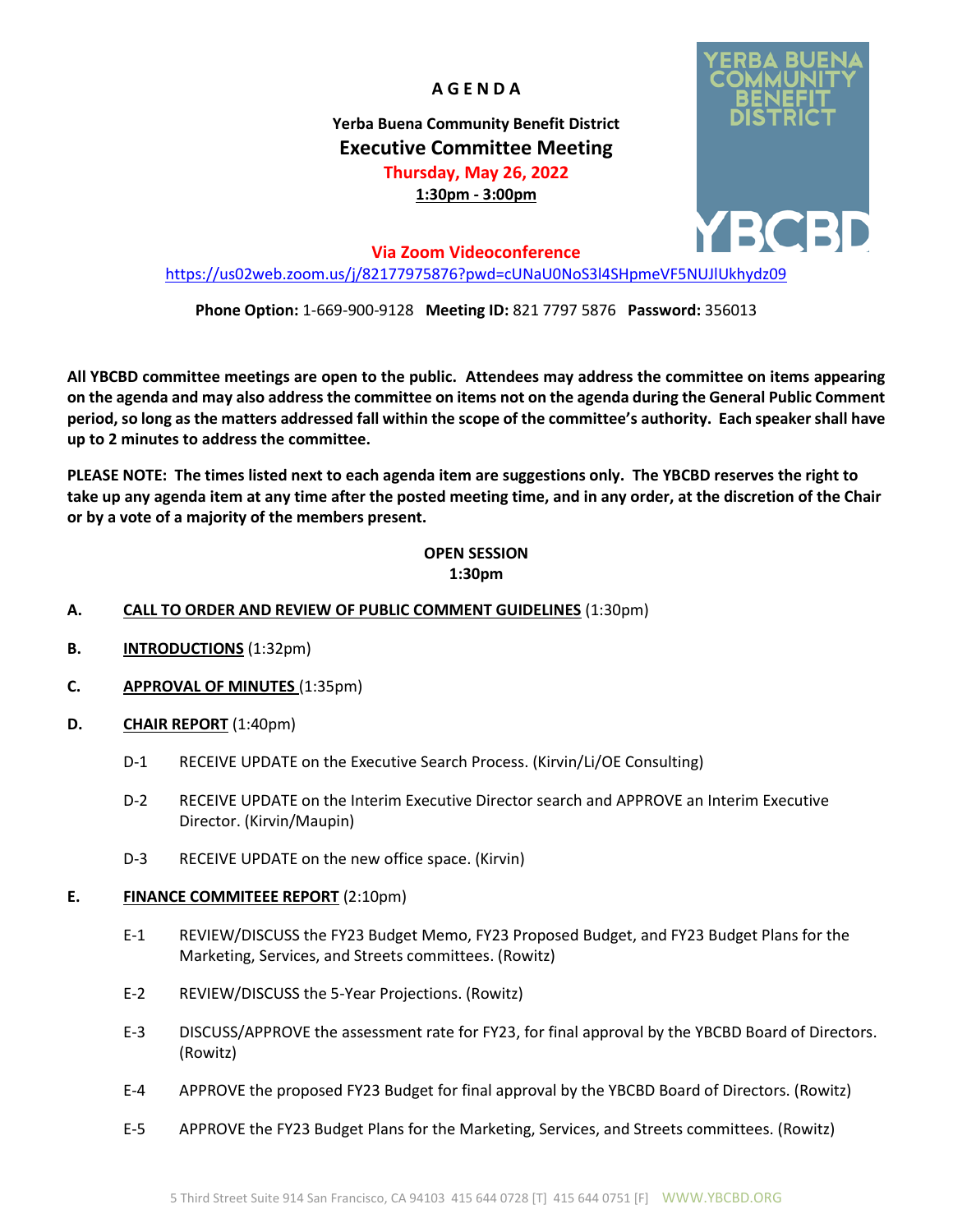# A G E N D A

**Yerba Buena Community Benefit District**

## Executive Committee Meeting

**Thursday, May 26, 2022**

**1:30pm - 3:00pm**

**Via Zoom Videoconference**

https://us02web.zoom.us/j/82177975876?pwd=cUNaU0NoS3l4SHpmeVF5NUJlUkhydz09

**Phone Option:** 1-669-900-9128 **Meeting ID:** 821 7797 5876 **Password:** 356013

**All YBCBD committee meetings are open to the public. Attendees may address the committee on items appearing on the agenda and may also address the committee on items not on the agenda during the General Public Comment period, so long as the matters addressed fall within the scope of the committee's authority. Each speaker shall have up to 2 minutes to address the committee.**

**PLEASE NOTE: The times listed next to each agenda item are suggestions only. The YBCBD reserves the right to take up any agenda item at any time after the posted meeting time, and in any order, at the discretion of the Chair or by a vote of a majority of the members present.**

**OPEN SESSION**
**1:30pm**

**A. CALL TO ORDER AND REVIEW OF PUBLIC COMMENT GUIDELINES** (1:30pm)

**B. INTRODUCTIONS** (1:32pm)

**C. APPROVAL OF MINUTES** (1:35pm)

**D. CHAIR REPORT** (1:40pm)

- D-1 RECEIVE UPDATE on the Executive Search Process. (Kirvin/Li/OE Consulting)
- D-2 RECEIVE UPDATE on the Interim Executive Director search and APPROVE an Interim Executive Director. (Kirvin/Maupin)
- D-3 RECEIVE UPDATE on the new office space. (Kirvin)

**E. FINANCE COMMITEEE REPORT** (2:10pm)

- E-1 REVIEW/DISCUSS the FY23 Budget Memo, FY23 Proposed Budget, and FY23 Budget Plans for the Marketing, Services, and Streets committees. (Rowitz)
- E-2 REVIEW/DISCUSS the 5-Year Projections. (Rowitz)
- E-3 DISCUSS/APPROVE the assessment rate for FY23, for final approval by the YBCBD Board of Directors. (Rowitz)
- E-4 APPROVE the proposed FY23 Budget for final approval by the YBCBD Board of Directors. (Rowitz)
- E-5 APPROVE the FY23 Budget Plans for the Marketing, Services, and Streets committees. (Rowitz)

5 Third Street Suite 914 San Francisco, CA 94103 415 644 0728 [T] 415 644 0751 [F] WWW.YBCBD.ORG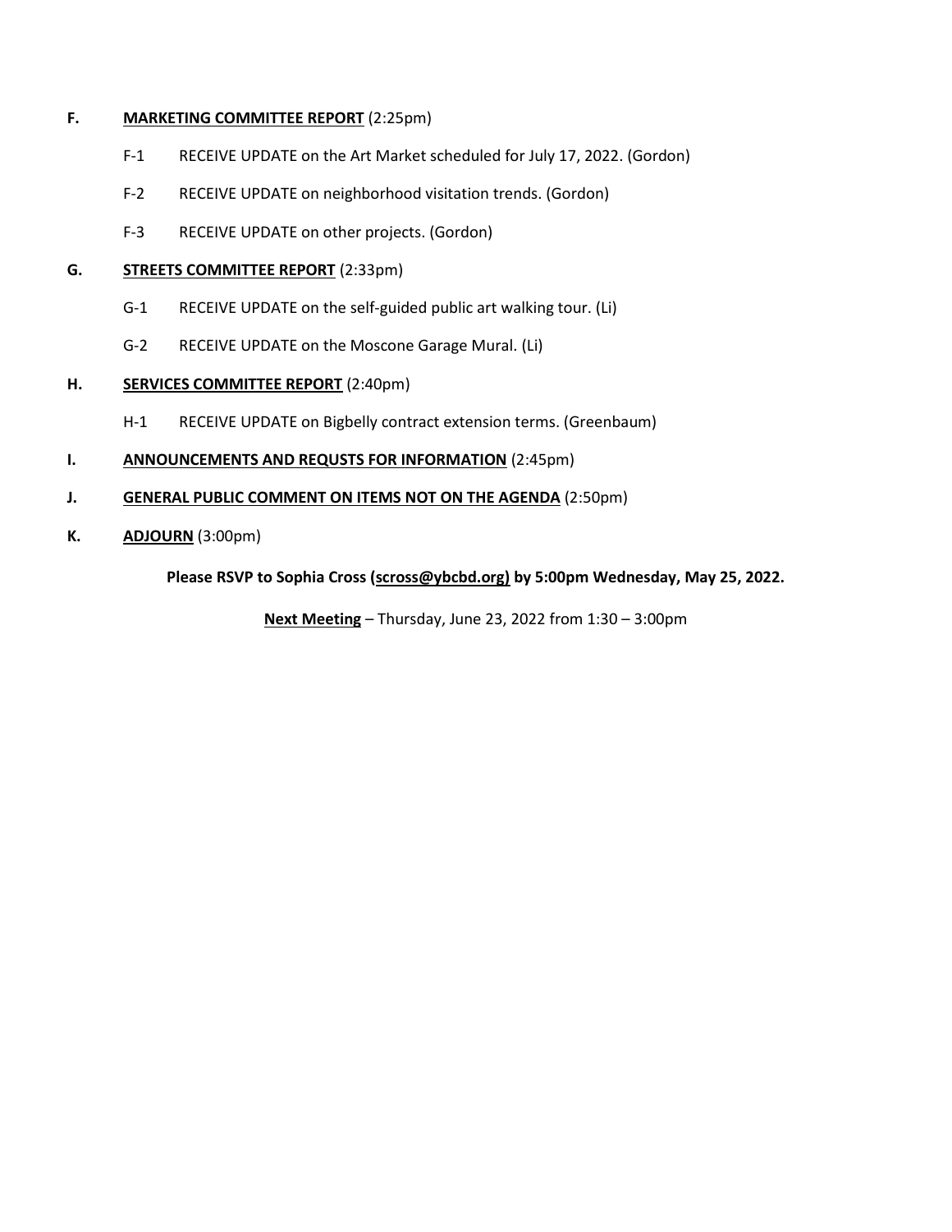**F.** **MARKETING COMMITTEE REPORT** (2:25pm)

F-1 RECEIVE UPDATE on the Art Market scheduled for July 17, 2022. (Gordon)

F-2 RECEIVE UPDATE on neighborhood visitation trends. (Gordon)

F-3 RECEIVE UPDATE on other projects. (Gordon)

**G.** **STREETS COMMITTEE REPORT** (2:33pm)

G-1 RECEIVE UPDATE on the self-guided public art walking tour. (Li)

G-2 RECEIVE UPDATE on the Moscone Garage Mural. (Li)

**H.** **SERVICES COMMITTEE REPORT** (2:40pm)

H-1 RECEIVE UPDATE on Bigbelly contract extension terms. (Greenbaum)

**I.** **ANNOUNCEMENTS AND REQUSTS FOR INFORMATION** (2:45pm)

**J.** **GENERAL PUBLIC COMMENT ON ITEMS NOT ON THE AGENDA** (2:50pm)

**K.** **ADJOURN** (3:00pm)

**Please RSVP to Sophia Cross (scross@ybcbd.org) by 5:00pm Wednesday, May 25, 2022.**

**Next Meeting** – Thursday, June 23, 2022 from 1:30 – 3:00pm